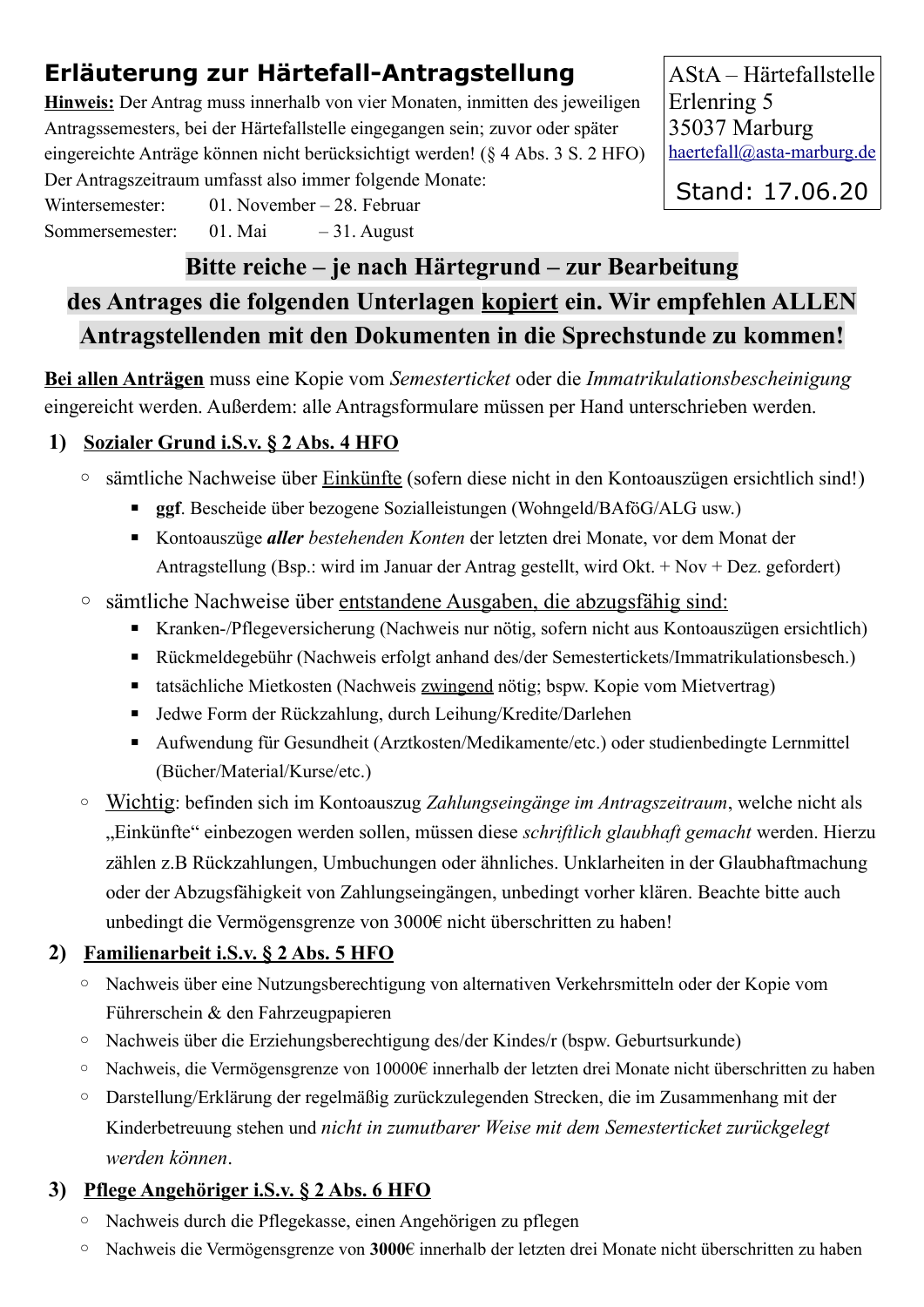# Erläuterung zur Härtefall-Antragstellung

AStA – Härtefallstelle
Erlenring 5
35037 Marburg
haertefall@asta-marburg.de

Stand: 17.06.20

**Hinweis:** Der Antrag muss innerhalb von vier Monaten, inmitten des jeweiligen Antragssemesters, bei der Härtefallstelle eingegangen sein; zuvor oder später eingereichte Anträge können nicht berücksichtigt werden! (§ 4 Abs. 3 S. 2 HFO)
Der Antragszeitraum umfasst also immer folgende Monate:

Wintersemester: 01. November – 28. Februar
Sommersemester: 01. Mai – 31. August

**Bitte reiche – je nach Härtegrund – zur Bearbeitung des Antrages die folgenden Unterlagen kopiert ein. Wir empfehlen ALLEN Antragstellenden mit den Dokumenten in die Sprechstunde zu kommen!**

**Bei allen Anträgen** muss eine Kopie vom *Semesterticket* oder die *Immatrikulationsbescheinigung* eingereicht werden. Außerdem: alle Antragsformulare müssen per Hand unterschrieben werden.

## 1) Sozialer Grund i.S.v. § 2 Abs. 4 HFO

- sämtliche Nachweise über Einkünfte (sofern diese nicht in den Kontoauszügen ersichtlich sind!)
  - **ggf**. Bescheide über bezogene Sozialleistungen (Wohngeld/BAföG/ALG usw.)
  - Kontoauszüge ***aller*** *bestehenden Konten* der letzten drei Monate, vor dem Monat der Antragstellung (Bsp.: wird im Januar der Antrag gestellt, wird Okt. + Nov + Dez. gefordert)
- sämtliche Nachweise über entstandene Ausgaben, die abzugsfähig sind:
  - Kranken-/Pflegeversicherung (Nachweis nur nötig, sofern nicht aus Kontoauszügen ersichtlich)
  - Rückmeldegebühr (Nachweis erfolgt anhand des/der Semestertickets/Immatrikulationsbesch.)
  - tatsächliche Mietkosten (Nachweis zwingend nötig; bspw. Kopie vom Mietvertrag)
  - Jedwe Form der Rückzahlung, durch Leihung/Kredite/Darlehen
  - Aufwendung für Gesundheit (Arztkosten/Medikamente/etc.) oder studienbedingte Lernmittel (Bücher/Material/Kurse/etc.)
- Wichtig: befinden sich im Kontoauszug *Zahlungseingänge im Antragszeitraum*, welche nicht als „Einkünfte" einbezogen werden sollen, müssen diese *schriftlich glaubhaft gemacht* werden. Hierzu zählen z.B Rückzahlungen, Umbuchungen oder ähnliches. Unklarheiten in der Glaubhaftmachung oder der Abzugsfähigkeit von Zahlungseingängen, unbedingt vorher klären. Beachte bitte auch unbedingt die Vermögensgrenze von 3000€ nicht überschritten zu haben!

## 2) Familienarbeit i.S.v. § 2 Abs. 5 HFO

- Nachweis über eine Nutzungsberechtigung von alternativen Verkehrsmitteln oder der Kopie vom Führerschein & den Fahrzeugpapieren
- Nachweis über die Erziehungsberechtigung des/der Kindes/r (bspw. Geburtsurkunde)
- Nachweis, die Vermögensgrenze von 10000€ innerhalb der letzten drei Monate nicht überschritten zu haben
- Darstellung/Erklärung der regelmäßig zurückzulegenden Strecken, die im Zusammenhang mit der Kinderbetreuung stehen und *nicht in zumutbarer Weise mit dem Semesterticket zurückgelegt werden können*.

## 3) Pflege Angehöriger i.S.v. § 2 Abs. 6 HFO

- Nachweis durch die Pflegekasse, einen Angehörigen zu pflegen
- Nachweis die Vermögensgrenze von **3000**€ innerhalb der letzten drei Monate nicht überschritten zu haben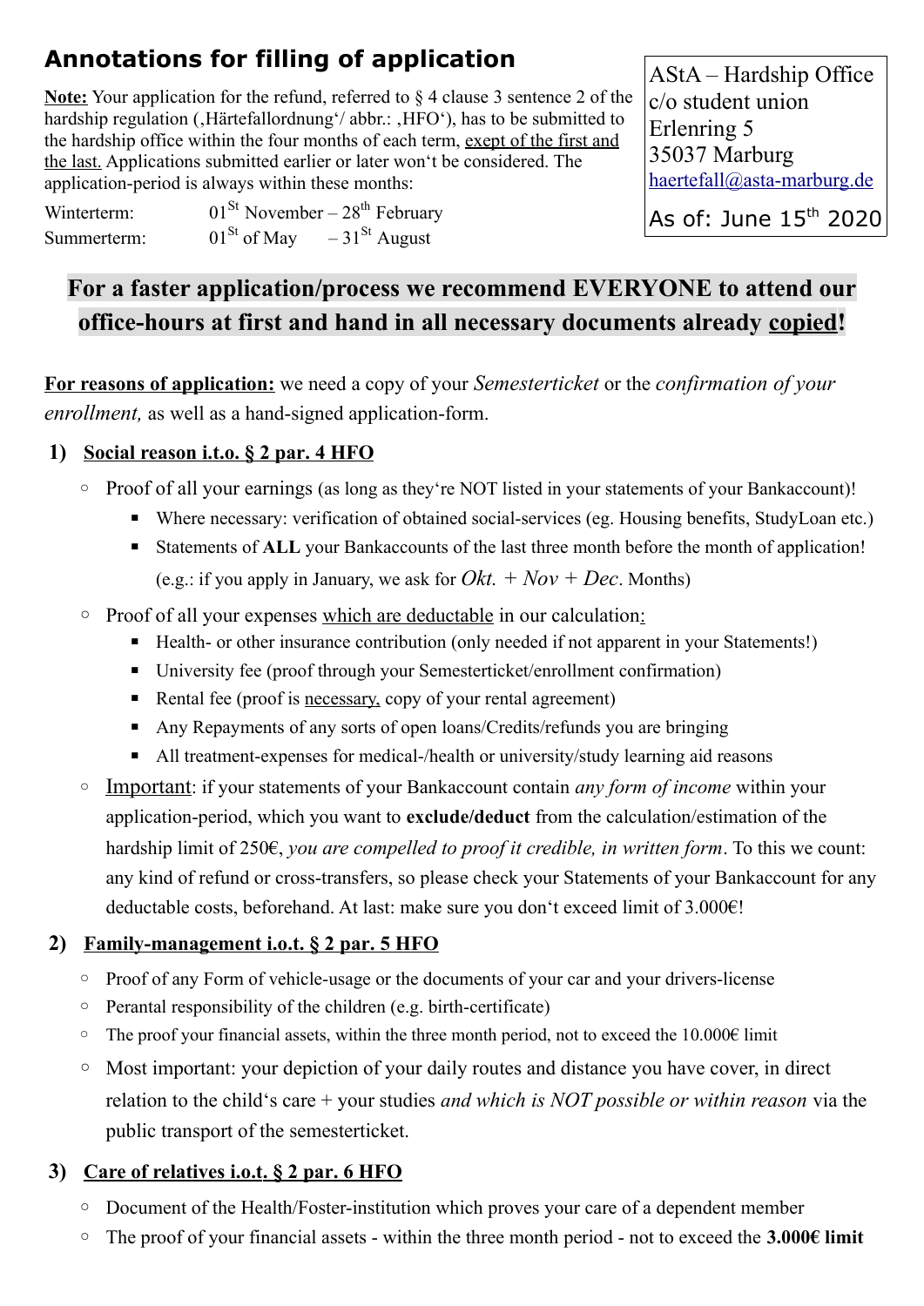## Annotations for filling of application

AStA – Hardship Office
c/o student union
Erlenring 5
35037 Marburg
haertefall@asta-marburg.de

As of: June 15th 2020

**Note:** Your application for the refund, referred to § 4 clause 3 sentence 2 of the hardship regulation (‚Härtefallordnung'/ abbr.: ‚HFO'), has to be submitted to the hardship office within the four months of each term, exept of the first and the last. Applications submitted earlier or later won't be considered. The application-period is always within these months:

Winterterm: 01St November – 28th February
Summerterm: 01St of May – 31St August

**For a faster application/process we recommend EVERYONE to attend our office-hours at first and hand in all necessary documents already copied!**

**For reasons of application:** we need a copy of your *Semesterticket* or the *confirmation of your enrollment,* as well as a hand-signed application-form.

1) **Social reason i.t.o. § 2 par. 4 HFO**
   - Proof of all your earnings (as long as they're NOT listed in your statements of your Bankaccount)!
     - Where necessary: verification of obtained social-services (eg. Housing benefits, StudyLoan etc.)
     - Statements of **ALL** your Bankaccounts of the last three month before the month of application! (e.g.: if you apply in January, we ask for *Okt. + Nov + Dec*. Months)
   - Proof of all your expenses which are deductable in our calculation:
     - Health- or other insurance contribution (only needed if not apparent in your Statements!)
     - University fee (proof through your Semesterticket/enrollment confirmation)
     - Rental fee (proof is necessary, copy of your rental agreement)
     - Any Repayments of any sorts of open loans/Credits/refunds you are bringing
     - All treatment-expenses for medical-/health or university/study learning aid reasons
   - Important: if your statements of your Bankaccount contain *any form of income* within your application-period, which you want to **exclude/deduct** from the calculation/estimation of the hardship limit of 250€, *you are compelled to proof it credible, in written form*. To this we count: any kind of refund or cross-transfers, so please check your Statements of your Bankaccount for any deductable costs, beforehand. At last: make sure you don't exceed limit of 3.000€!

2) **Family-management i.o.t. § 2 par. 5 HFO**
   - Proof of any Form of vehicle-usage or the documents of your car and your drivers-license
   - Perantal responsibility of the children (e.g. birth-certificate)
   - The proof your financial assets, within the three month period, not to exceed the 10.000€ limit
   - Most important: your depiction of your daily routes and distance you have cover, in direct relation to the child's care + your studies *and which is NOT possible or within reason* via the public transport of the semesterticket.

3) **Care of relatives i.o.t. § 2 par. 6 HFO**
   - Document of the Health/Foster-institution which proves your care of a dependent member
   - The proof of your financial assets - within the three month period - not to exceed the **3.000€ limit**